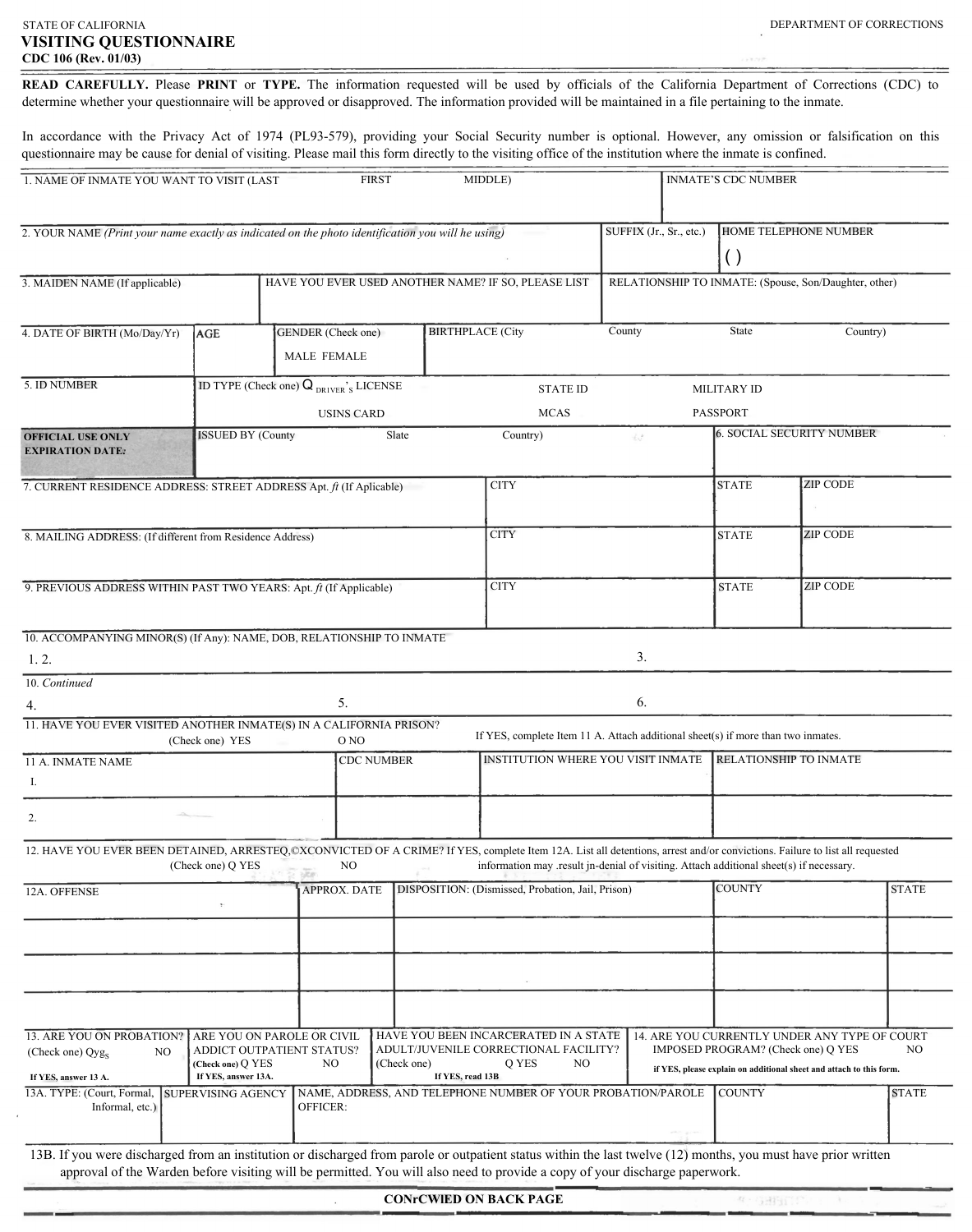STATE OF CALIFORNIA

DEPARTMENT OF CORRECTIONS

# VISITING QUESTIONNAIRE

**CDC 106 (Rev. 01/03)**

**READ CAREFULLY.** Please **PRINT** or **TYPE.** The information requested will be used by officials of the California Department of Corrections (CDC) to determine whether your questionnaire will be approved or disapproved. The information provided will be maintained in a file pertaining to the inmate.

In accordance with the Privacy Act of 1974 (PL93-579), providing your Social Security number is optional. However, any omission or falsification on this questionnaire may be cause for denial of visiting. Please mail this form directly to the visiting office of the institution where the inmate is confined.

| 1. NAME OF INMATE YOU WANT TO VISIT (LAST FIRST MIDDLE) | INMATE'S CDC NUMBER |
|---|---|
| | |

| 2. YOUR NAME *(Print your name exactly as indicated on the photo identification you will he using)* | SUFFIX (Jr., Sr., etc.) | HOME TELEPHONE NUMBER |
|---|---|---|
| | | ( ) |

| 3. MAIDEN NAME (If applicable) | HAVE YOU EVER USED ANOTHER NAME? IF SO, PLEASE LIST | RELATIONSHIP TO INMATE: (Spouse, Son/Daughter, other) |
|---|---|---|
| | | |

| 4. DATE OF BIRTH (Mo/Day/Yr) | AGE | GENDER (Check one) MALE FEMALE | BIRTHPLACE (City County State Country) |
|---|---|---|---|
| | | | |

| 5. ID NUMBER | ID TYPE (Check one) Q DRIVER'S LICENSE STATE ID MILITARY ID USINS CARD MCAS PASSPORT | |
|---|---|---|
| **OFFICIAL USE ONLY EXPIRATION DATE:** | ISSUED BY (County Slate Country) | 6. SOCIAL SECURITY NUMBER |

| 7. CURRENT RESIDENCE ADDRESS: STREET ADDRESS Apt. ft (If Aplicable) | CITY | STATE | ZIP CODE |
|---|---|---|---|
| | | | |

| 8. MAILING ADDRESS: (If different from Residence Address) | CITY | STATE | ZIP CODE |
|---|---|---|---|
| | | | |

| 9. PREVIOUS ADDRESS WITHIN PAST TWO YEARS: Apt. ft (If Applicable) | CITY | STATE | ZIP CODE |
|---|---|---|---|
| | | | |

10. ACCOMPANYING MINOR(S) (If Any): NAME, DOB, RELATIONSHIP TO INMATE

1. 2. 3.

*10. Continued*

4. 5. 6.

11. HAVE YOU EVER VISITED ANOTHER INMATE(S) IN A CALIFORNIA PRISON? (Check one) YES O NO — If YES, complete Item 11 A. Attach additional sheet(s) if more than two inmates.

| 11 A. INMATE NAME | CDC NUMBER | INSTITUTION WHERE YOU VISIT INMATE | RELATIONSHIP TO INMATE |
|---|---|---|---|
| 1. | | | |
| 2. | | | |

12. HAVE YOU EVER BEEN DETAINED, ARRESTEQ,©XCONVICTED OF A CRIME? If YES, complete Item 12A. List all detentions, arrest and/or convictions. Failure to list all requested information may .result jn-denial of visiting. Attach additional sheet(s) if necessary. (Check one) Q YES NO

| 12A. OFFENSE | APPROX. DATE | DISPOSITION: (Dismissed, Probation, Jail, Prison) | COUNTY | STATE |
|---|---|---|---|---|
| | | | | |
| | | | | |
| | | | | |

| 13. ARE YOU ON PROBATION? (Check one) Qyg NO **If YES, answer 13 A.** | ARE YOU ON PAROLE OR CIVIL ADDICT OUTPATIENT STATUS? (Check one) Q YES NO **If YES, answer 13A.** | HAVE YOU BEEN INCARCERATED IN A STATE ADULT/JUVENILE CORRECTIONAL FACILITY? (Check one) Q YES NO **If YES, read 13B** | 14. ARE YOU CURRENTLY UNDER ANY TYPE OF COURT IMPOSED PROGRAM? (Check one) Q YES NO **if YES, please explain on additional sheet and attach to this form.** | |
|---|---|---|---|---|
| 13A. TYPE: (Court, Formal, Informal, etc.) | SUPERVISING AGENCY | NAME, ADDRESS, AND TELEPHONE NUMBER OF YOUR PROBATION/PAROLE OFFICER: | COUNTY | STATE |

13B. If you were discharged from an institution or discharged from parole or outpatient status within the last twelve (12) months, you must have prior written approval of the Warden before visiting will be permitted. You will also need to provide a copy of your discharge paperwork.

**CONrCWIED ON BACK PAGE**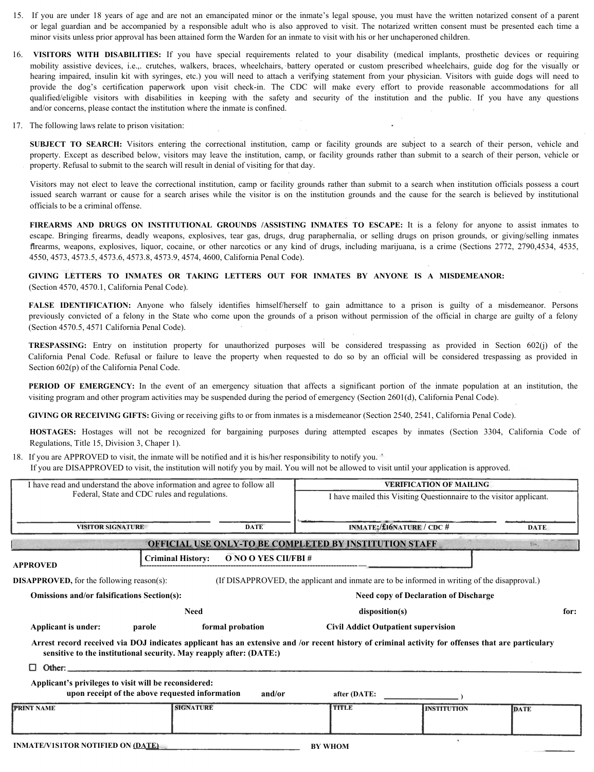15. If you are under 18 years of age and are not an emancipated minor or the inmate's legal spouse, you must have the written notarized consent of a parent or legal guardian and be accompanied by a responsible adult who is also approved to visit. The notarized written consent must be presented each time a minor visits unless prior approval has been attained form the Warden for an inmate to visit with his or her unchaperoned children.

16. **VISITORS WITH DISABILITIES:** If you have special requirements related to your disability (medical implants, prosthetic devices or requiring mobility assistive devices, i.e.,. crutches, walkers, braces, wheelchairs, battery operated or custom prescribed wheelchairs, guide dog for the visually or hearing impaired, insulin kit with syringes, etc.) you will need to attach a verifying statement from your physician. Visitors with guide dogs will need to provide the dog's certification paperwork upon visit check-in. The CDC will make every effort to provide reasonable accommodations for all qualified/eligible visitors with disabilities in keeping with the safety and security of the institution and the public. If you have any questions and/or concerns, please contact the institution where the inmate is confined.

17. The following laws relate to prison visitation:

    **SUBJECT TO SEARCH:** Visitors entering the correctional institution, camp or facility grounds are subject to a search of their person, vehicle and property. Except as described below, visitors may leave the institution, camp, or facility grounds rather than submit to a search of their person, vehicle or property. Refusal to submit to the search will result in denial of visiting for that day.

    Visitors may not elect to leave the correctional institution, camp or facility grounds rather than submit to a search when institution officials possess a court issued search warrant or cause for a search arises while the visitor is on the institution grounds and the cause for the search is believed by institutional officials to be a criminal offense.

    **FIREARMS AND DRUGS ON INSTITUTIONAL GROUNDS /ASSISTING INMATES TO ESCAPE:** It is a felony for anyone to assist inmates to escape. Bringing firearms, deadly weapons, explosives, tear gas, drugs, drug paraphernalia, or selling drugs on prison grounds, or giving/selling inmates firearms, weapons, explosives, liquor, cocaine, or other narcotics or any kind of drugs, including marijuana, is a crime (Sections 2772, 2790,4534, 4535, 4550, 4573, 4573.5, 4573.6, 4573.8, 4573.9, 4574, 4600, California Penal Code).

    **GIVING LETTERS TO INMATES OR TAKING LETTERS OUT FOR INMATES BY ANYONE IS A MISDEMEANOR:** (Section 4570, 4570.1, California Penal Code).

    **FALSE IDENTIFICATION:** Anyone who falsely identifies himself/herself to gain admittance to a prison is guilty of a misdemeanor. Persons previously convicted of a felony in the State who come upon the grounds of a prison without permission of the official in charge are guilty of a felony (Section 4570.5, 4571 California Penal Code).

    **TRESPASSING:** Entry on institution property for unauthorized purposes will be considered trespassing as provided in Section 602(j) of the California Penal Code. Refusal or failure to leave the property when requested to do so by an official will be considered trespassing as provided in Section 602(p) of the California Penal Code.

    **PERIOD OF EMERGENCY:** In the event of an emergency situation that affects a significant portion of the inmate population at an institution, the visiting program and other program activities may be suspended during the period of emergency (Section 2601(d), California Penal Code).

    **GIVING OR RECEIVING GIFTS:** Giving or receiving gifts to or from inmates is a misdemeanor (Section 2540, 2541, California Penal Code).

    **HOSTAGES:** Hostages will not be recognized for bargaining purposes during attempted escapes by inmates (Section 3304, California Code of Regulations, Title 15, Division 3, Chaper 1).

18. If you are APPROVED to visit, the inmate will be notified and it is his/her responsibility to notify you.
    If you are DISAPPROVED to visit, the institution will notify you by mail. You will not be allowed to visit until your application is approved.

| I have read and understand the above information and agree to follow all Federal, State and CDC rules and regulations. | | **VERIFICATION OF MAILING** I have mailed this Visiting Questionnaire to the visitor applicant. | |
|---|---|---|---|
| **VISITOR SIGNATURE** | **DATE** | **INMATE;/£I6NATURE / CDC #** | **DATE** |

**OFFICIAL USE ONLY-TO BE COMPLETED BY INSTITUTION STAFF**

**APPROVED** **Criminal History: O NO O YES CII/FBI #**

**DISAPPROVED,** for the following reason(s): (If DISAPPROVED, the applicant and inmate are to be informed in writing of the disapproval.)

**Omissions and/or falsifications Section(s):** **Need copy of Declaration of Discharge**

**Need** **disposition(s)** **for:**

**Applicant is under:** **parole** **formal probation** **Civil Addict Outpatient supervision**

**Arrest record received via DOJ indicates applicant has an extensive and /or recent history of criminal activity for offenses that are particulary sensitive to the institutional security. May reapply after: (DATE:)**

☐ **Other:** ____________________

**Applicant's privileges to visit will be reconsidered:**
**upon receipt of the above requested information** **and/or** **after (DATE:** ____________ **)**

| PRINT NAME | SIGNATURE | TITLE | INSTITUTION | DATE |
|---|---|---|---|---|
| | | | | |

**INMATE/V1S1TOR NOTIFIED ON (DATE)** ____________ **BY WHOM** ____________